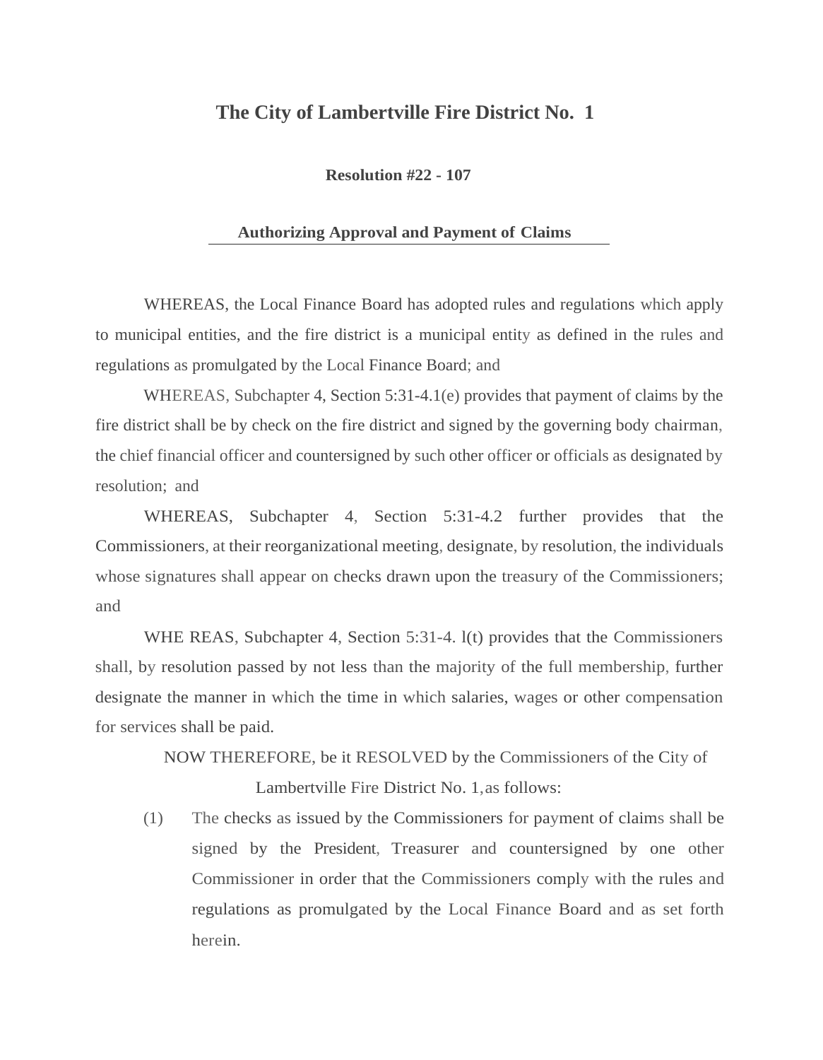# The City of Lambertville Fire District No. 1

**Resolution #22 - 107**

**Authorizing Approval and Payment of Claims**

WHEREAS, the Local Finance Board has adopted rules and regulations which apply to municipal entities, and the fire district is a municipal entity as defined in the rules and regulations as promulgated by the Local Finance Board; and

WHEREAS, Subchapter 4, Section 5:31-4.1(e) provides that payment of claims by the fire district shall be by check on the fire district and signed by the governing body chairman, the chief financial officer and countersigned by such other officer or officials as designated by resolution; and

WHEREAS, Subchapter 4, Section 5:31-4.2 further provides that the Commissioners, at their reorganizational meeting, designate, by resolution, the individuals whose signatures shall appear on checks drawn upon the treasury of the Commissioners; and

WHE REAS, Subchapter 4, Section 5:31-4. l(t) provides that the Commissioners shall, by resolution passed by not less than the majority of the full membership, further designate the manner in which the time in which salaries, wages or other compensation for services shall be paid.

NOW THEREFORE, be it RESOLVED by the Commissioners of the City of Lambertville Fire District No. 1, as follows:

(1) The checks as issued by the Commissioners for payment of claims shall be signed by the President, Treasurer and countersigned by one other Commissioner in order that the Commissioners comply with the rules and regulations as promulgated by the Local Finance Board and as set forth herein.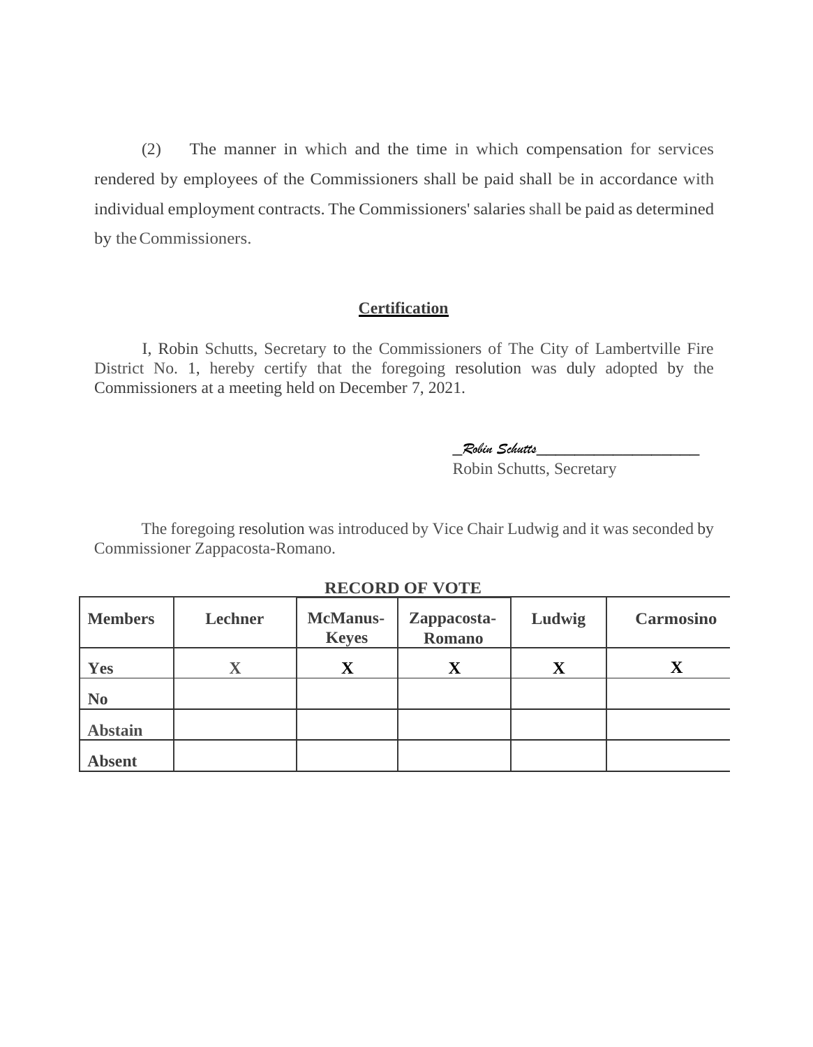(2) The manner in which and the time in which compensation for services rendered by employees of the Commissioners shall be paid shall be in accordance with individual employment contracts. The Commissioners' salaries shall be paid as determined by the Commissioners.

**Certification**

I, Robin Schutts, Secretary to the Commissioners of The City of Lambertville Fire District No. 1, hereby certify that the foregoing resolution was duly adopted by the Commissioners at a meeting held on December 7, 2021.

_Robin Schutts____________________

Robin Schutts, Secretary

The foregoing resolution was introduced by Vice Chair Ludwig and it was seconded by Commissioner Zappacosta-Romano.

**RECORD OF VOTE**

| Members | Lechner | McManus-Keyes | Zappacosta-Romano | Ludwig | Carmosino |
|---|---|---|---|---|---|
| Yes | X | X | X | X | X |
| No | | | | | |
| Abstain | | | | | |
| Absent | | | | | |